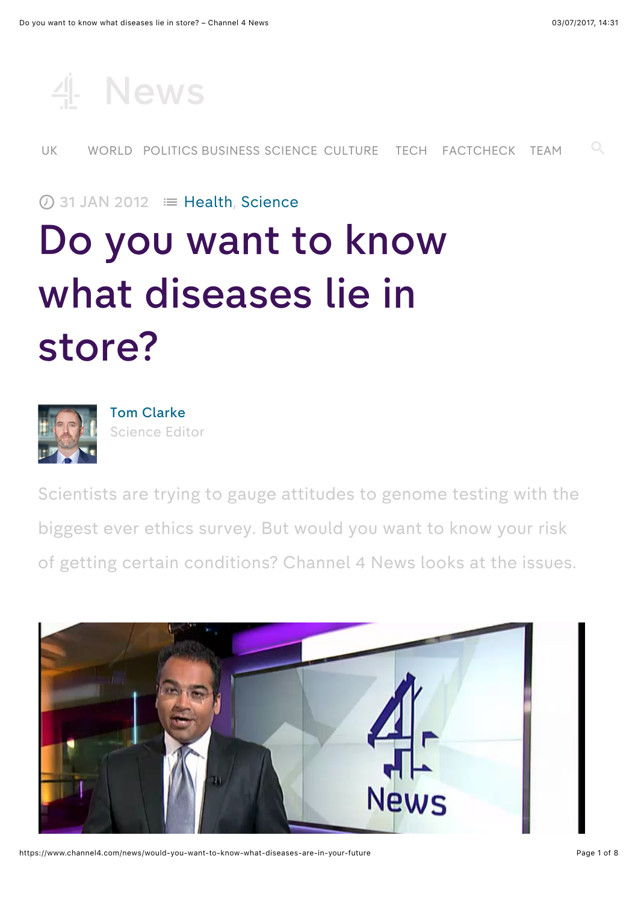31 JAN 2012 Health, Science

# Do you want to know what diseases lie in store?

Tom Clarke
Science Editor

Scientists are trying to gauge attitudes to genome testing with the biggest ever ethics survey. But would you want to know your risk of getting certain conditions? Channel 4 News looks at the issues.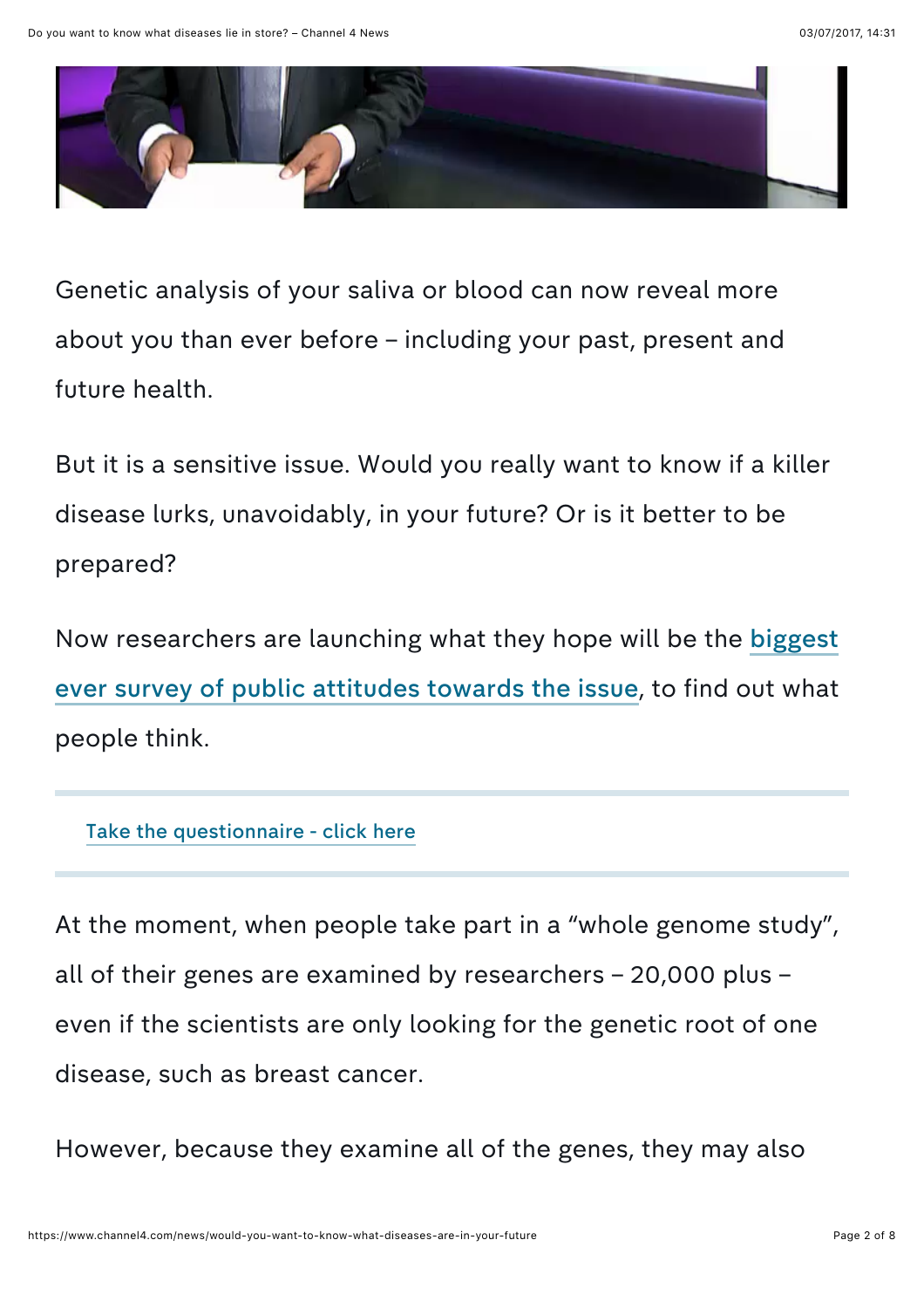Genetic analysis of your saliva or blood can now reveal more about you than ever before – including your past, present and future health.

But it is a sensitive issue. Would you really want to know if a killer disease lurks, unavoidably, in your future? Or is it better to be prepared?

Now researchers are launching what they hope will be the biggest ever survey of public attitudes towards the issue, to find out what people think.

---

Take the questionnaire - click here

---

At the moment, when people take part in a "whole genome study", all of their genes are examined by researchers – 20,000 plus – even if the scientists are only looking for the genetic root of one disease, such as breast cancer.

However, because they examine all of the genes, they may also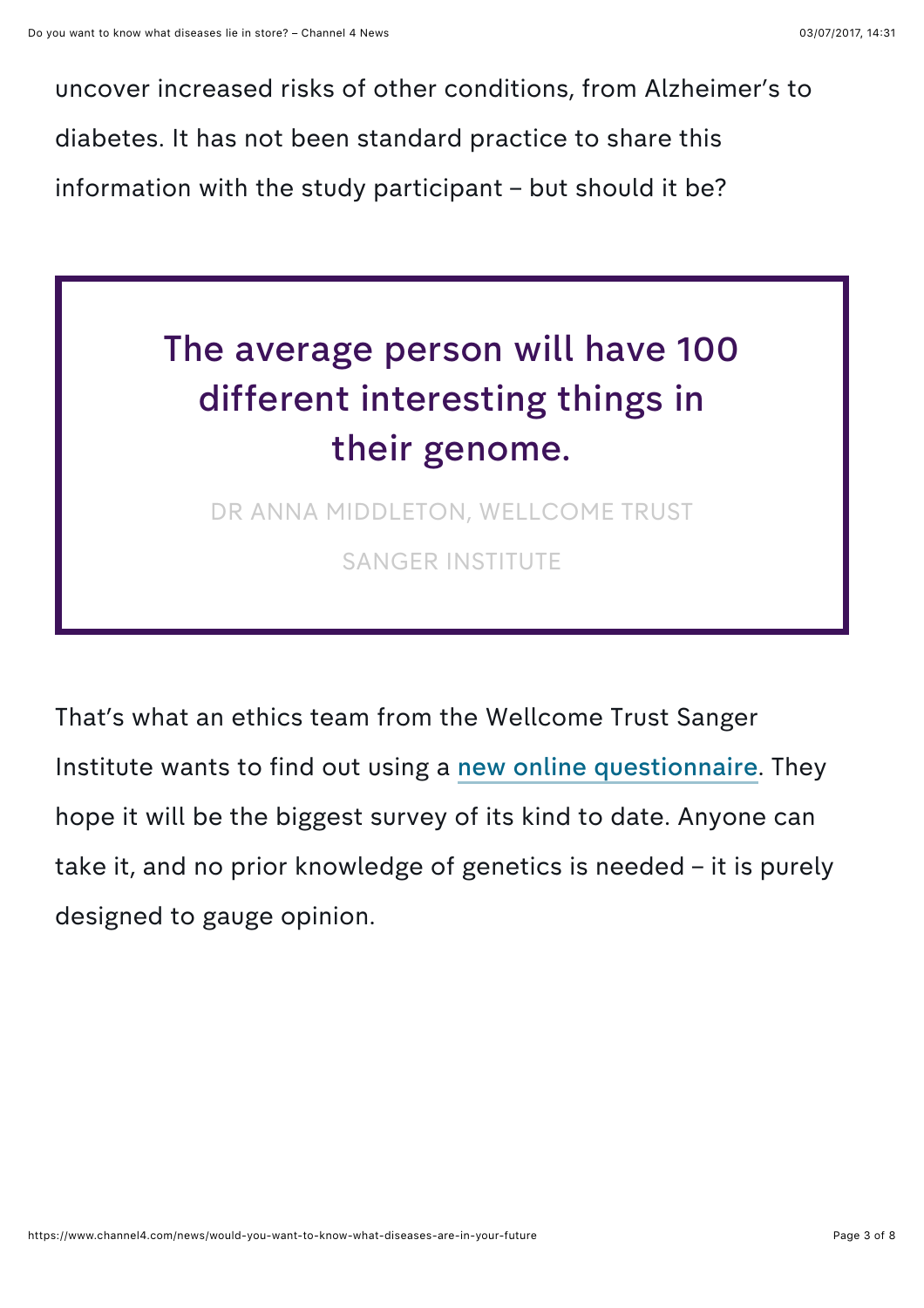uncover increased risks of other conditions, from Alzheimer's to diabetes. It has not been standard practice to share this information with the study participant – but should it be?

> ## The average person will have 100 different interesting things in their genome.
>
> DR ANNA MIDDLETON, WELLCOME TRUST SANGER INSTITUTE

That's what an ethics team from the Wellcome Trust Sanger Institute wants to find out using a new online questionnaire. They hope it will be the biggest survey of its kind to date. Anyone can take it, and no prior knowledge of genetics is needed – it is purely designed to gauge opinion.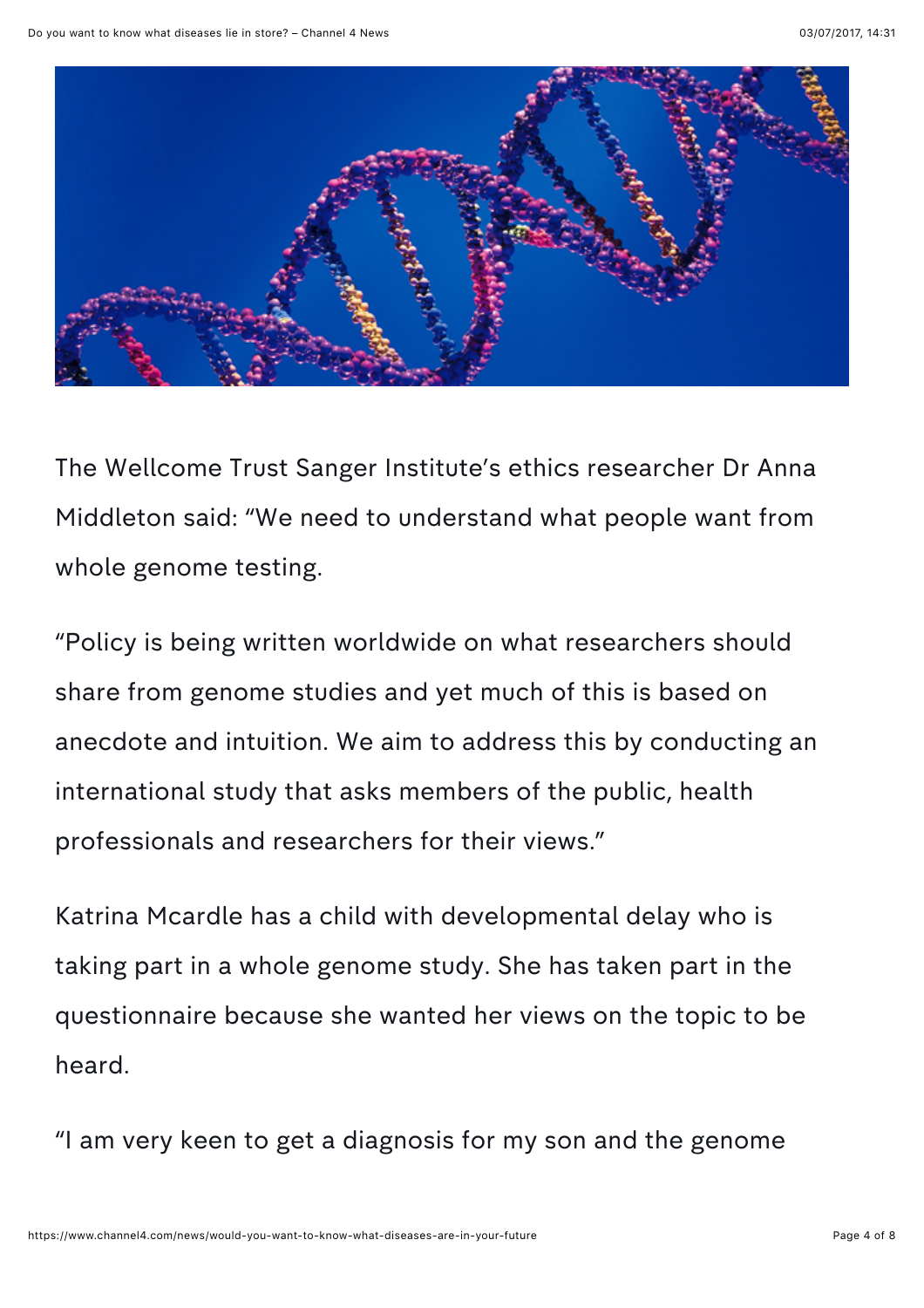The Wellcome Trust Sanger Institute's ethics researcher Dr Anna Middleton said: "We need to understand what people want from whole genome testing.

"Policy is being written worldwide on what researchers should share from genome studies and yet much of this is based on anecdote and intuition. We aim to address this by conducting an international study that asks members of the public, health professionals and researchers for their views."

Katrina Mcardle has a child with developmental delay who is taking part in a whole genome study. She has taken part in the questionnaire because she wanted her views on the topic to be heard.

"I am very keen to get a diagnosis for my son and the genome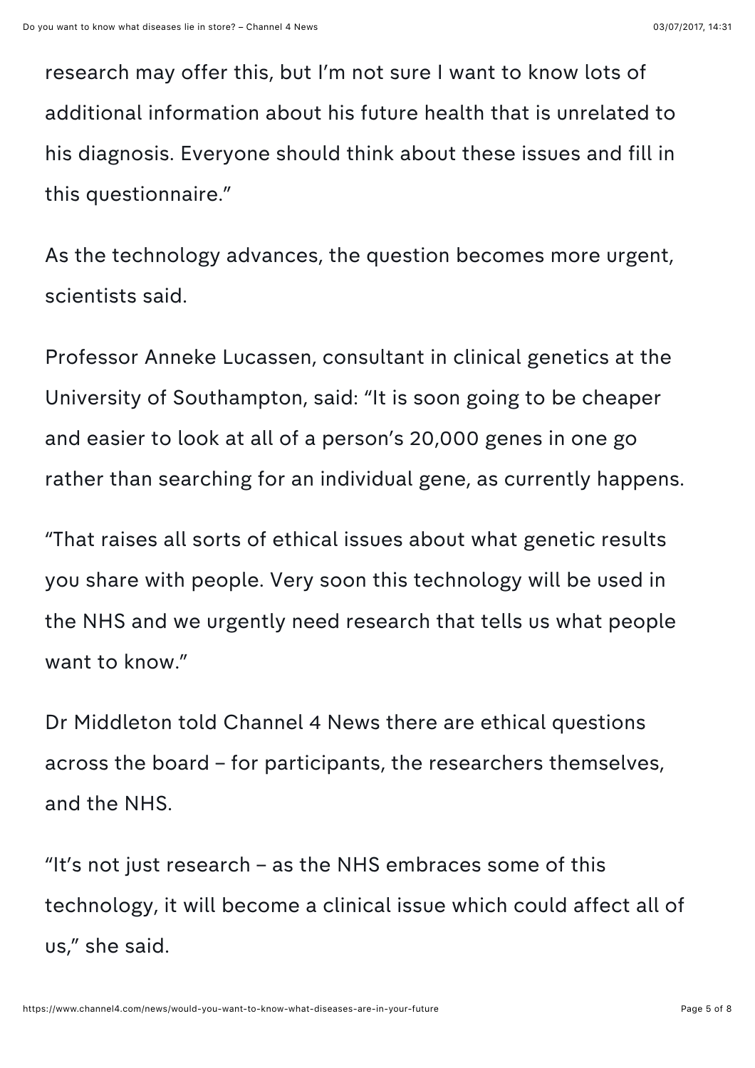research may offer this, but I'm not sure I want to know lots of additional information about his future health that is unrelated to his diagnosis. Everyone should think about these issues and fill in this questionnaire."

As the technology advances, the question becomes more urgent, scientists said.

Professor Anneke Lucassen, consultant in clinical genetics at the University of Southampton, said: "It is soon going to be cheaper and easier to look at all of a person's 20,000 genes in one go rather than searching for an individual gene, as currently happens.

"That raises all sorts of ethical issues about what genetic results you share with people. Very soon this technology will be used in the NHS and we urgently need research that tells us what people want to know."

Dr Middleton told Channel 4 News there are ethical questions across the board – for participants, the researchers themselves, and the NHS.

"It's not just research – as the NHS embraces some of this technology, it will become a clinical issue which could affect all of us," she said.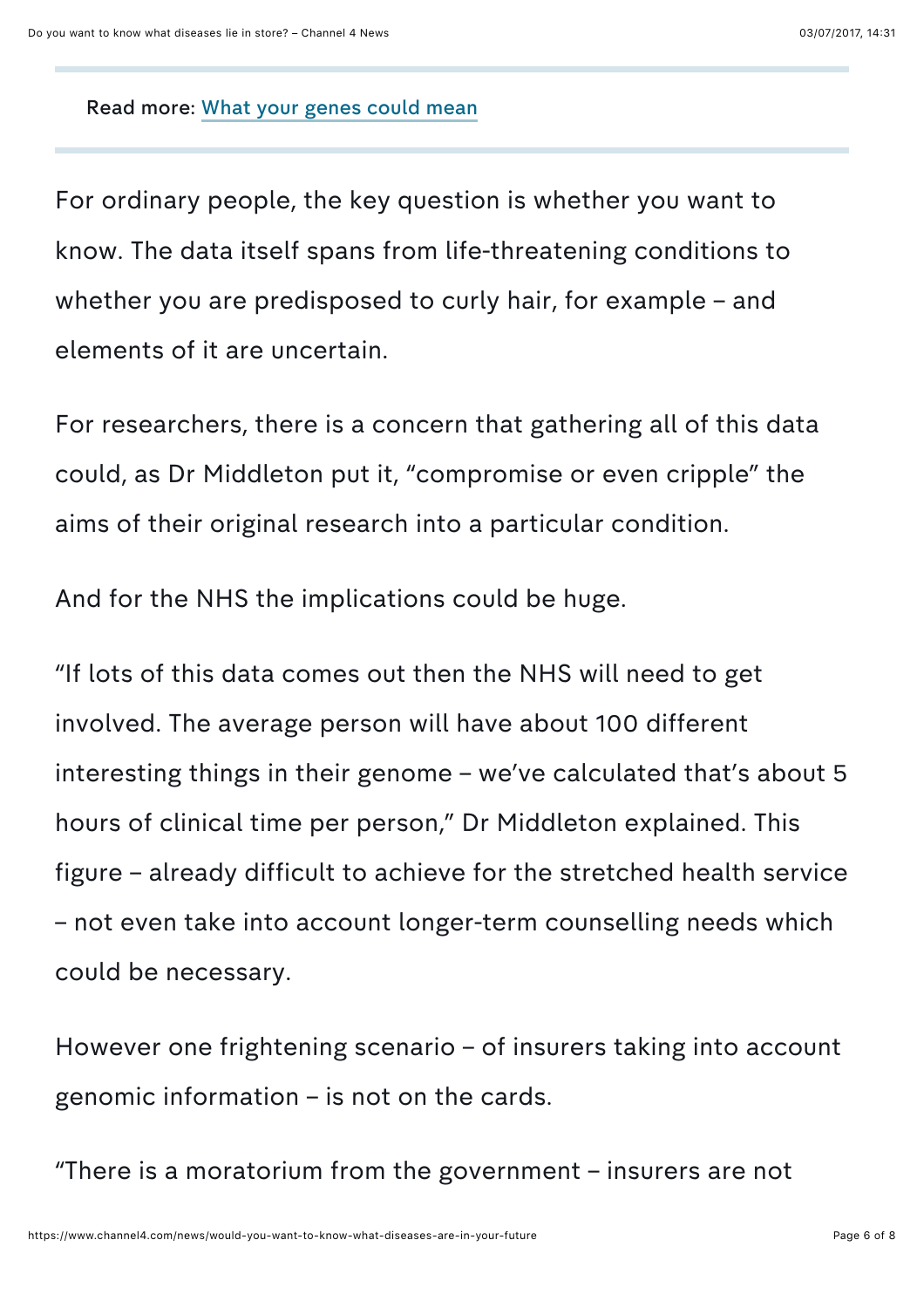Read more: [What your genes could mean]

For ordinary people, the key question is whether you want to know. The data itself spans from life-threatening conditions to whether you are predisposed to curly hair, for example – and elements of it are uncertain.

For researchers, there is a concern that gathering all of this data could, as Dr Middleton put it, "compromise or even cripple" the aims of their original research into a particular condition.

And for the NHS the implications could be huge.

"If lots of this data comes out then the NHS will need to get involved. The average person will have about 100 different interesting things in their genome – we've calculated that's about 5 hours of clinical time per person," Dr Middleton explained. This figure – already difficult to achieve for the stretched health service – not even take into account longer-term counselling needs which could be necessary.

However one frightening scenario – of insurers taking into account genomic information – is not on the cards.

"There is a moratorium from the government – insurers are not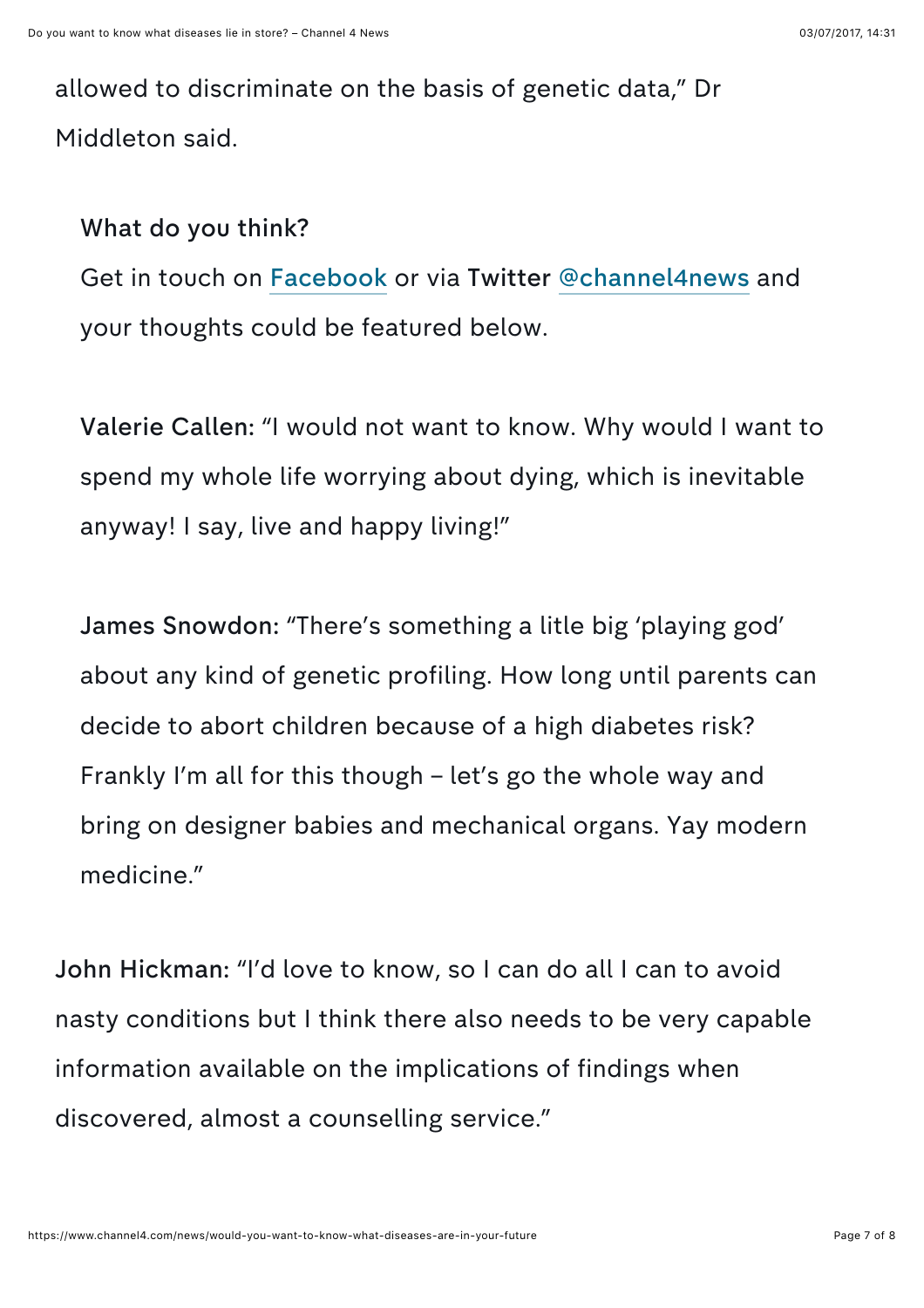allowed to discriminate on the basis of genetic data," Dr Middleton said.

**What do you think?**

Get in touch on Facebook or via **Twitter** @channel4news and your thoughts could be featured below.

**Valerie Callen:** "I would not want to know. Why would I want to spend my whole life worrying about dying, which is inevitable anyway! I say, live and happy living!"

**James Snowdon:** "There's something a litle big 'playing god' about any kind of genetic profiling. How long until parents can decide to abort children because of a high diabetes risk? Frankly I'm all for this though – let's go the whole way and bring on designer babies and mechanical organs. Yay modern medicine."

**John Hickman:** "I'd love to know, so I can do all I can to avoid nasty conditions but I think there also needs to be very capable information available on the implications of findings when discovered, almost a counselling service."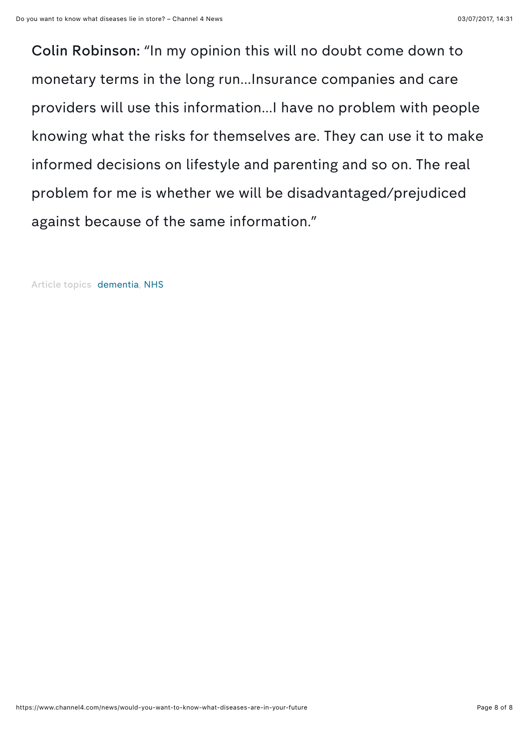**Colin Robinson:** "In my opinion this will no doubt come down to monetary terms in the long run…Insurance companies and care providers will use this information…I have no problem with people knowing what the risks for themselves are. They can use it to make informed decisions on lifestyle and parenting and so on. The real problem for me is whether we will be disadvantaged/prejudiced against because of the same information."

Article topics dementia, NHS